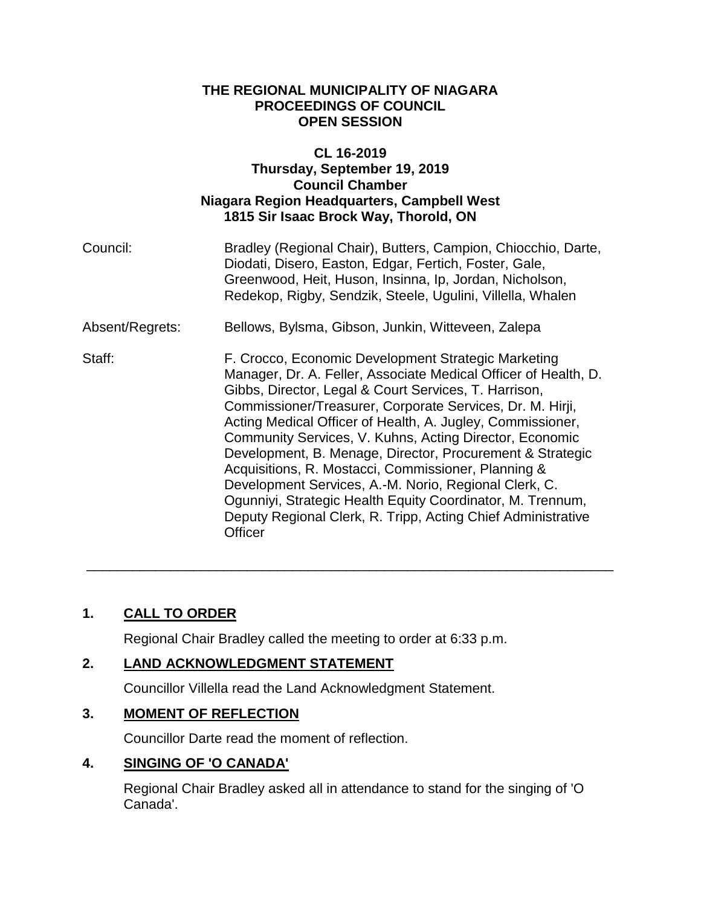**THE REGIONAL MUNICIPALITY OF NIAGARA**
**PROCEEDINGS OF COUNCIL**
**OPEN SESSION**

**CL 16-2019**
**Thursday, September 19, 2019**
**Council Chamber**
**Niagara Region Headquarters, Campbell West**
**1815 Sir Isaac Brock Way, Thorold, ON**

| | |
|---|---|
| Council: | Bradley (Regional Chair), Butters, Campion, Chiocchio, Darte, Diodati, Disero, Easton, Edgar, Fertich, Foster, Gale, Greenwood, Heit, Huson, Insinna, Ip, Jordan, Nicholson, Redekop, Rigby, Sendzik, Steele, Ugulini, Villella, Whalen |
| Absent/Regrets: | Bellows, Bylsma, Gibson, Junkin, Witteveen, Zalepa |
| Staff: | F. Crocco, Economic Development Strategic Marketing Manager, Dr. A. Feller, Associate Medical Officer of Health, D. Gibbs, Director, Legal & Court Services, T. Harrison, Commissioner/Treasurer, Corporate Services, Dr. M. Hirji, Acting Medical Officer of Health, A. Jugley, Commissioner, Community Services, V. Kuhns, Acting Director, Economic Development, B. Menage, Director, Procurement & Strategic Acquisitions, R. Mostacci, Commissioner, Planning & Development Services, A.-M. Norio, Regional Clerk, C. Ogunniyi, Strategic Health Equity Coordinator, M. Trennum, Deputy Regional Clerk, R. Tripp, Acting Chief Administrative Officer |

---

## 1. CALL TO ORDER

Regional Chair Bradley called the meeting to order at 6:33 p.m.

## 2. LAND ACKNOWLEDGMENT STATEMENT

Councillor Villella read the Land Acknowledgment Statement.

## 3. MOMENT OF REFLECTION

Councillor Darte read the moment of reflection.

## 4. SINGING OF 'O CANADA'

Regional Chair Bradley asked all in attendance to stand for the singing of 'O Canada'.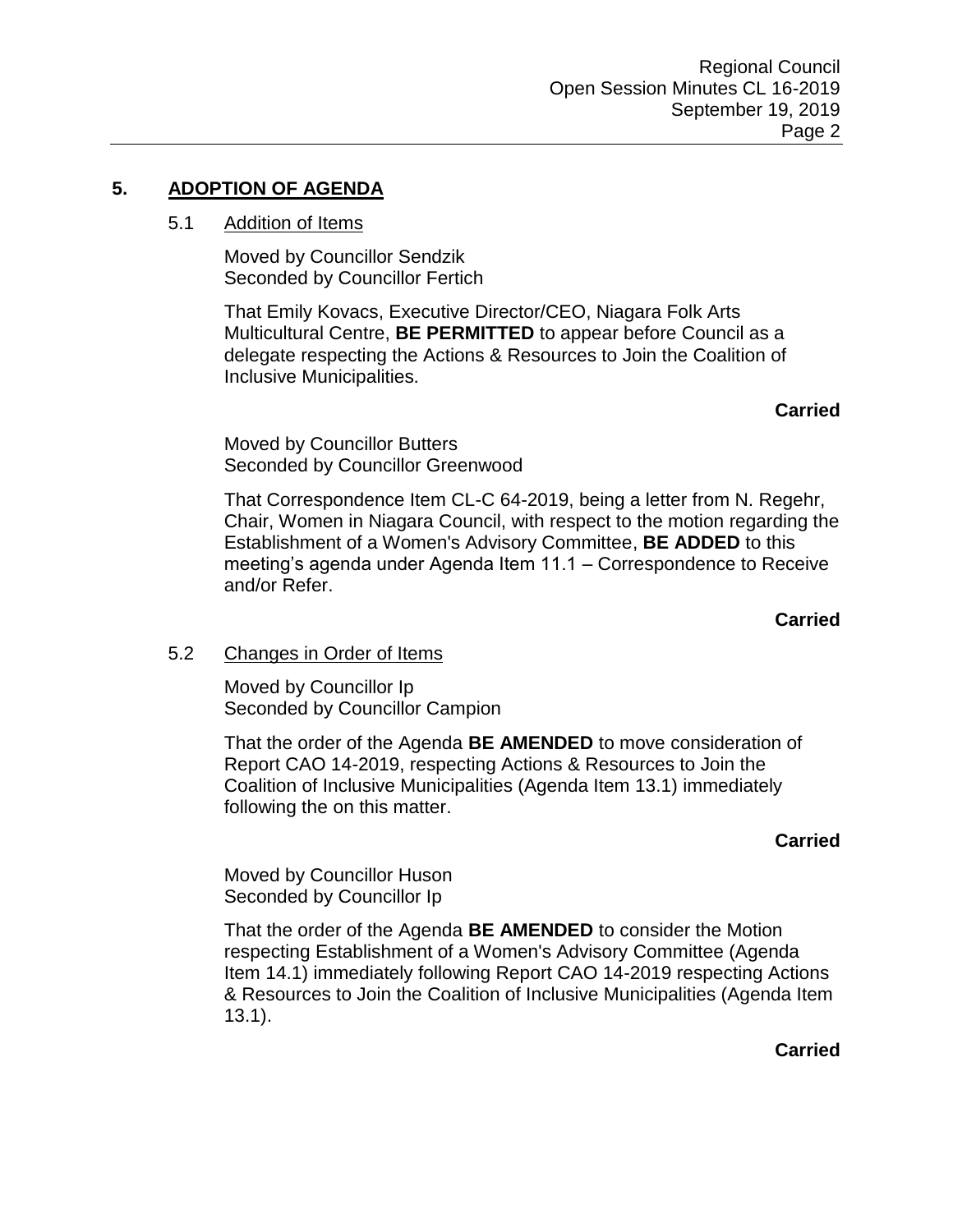## 5. ADOPTION OF AGENDA

### 5.1 Addition of Items

Moved by Councillor Sendzik
Seconded by Councillor Fertich

That Emily Kovacs, Executive Director/CEO, Niagara Folk Arts Multicultural Centre, **BE PERMITTED** to appear before Council as a delegate respecting the Actions & Resources to Join the Coalition of Inclusive Municipalities.

**Carried**

Moved by Councillor Butters
Seconded by Councillor Greenwood

That Correspondence Item CL-C 64-2019, being a letter from N. Regehr, Chair, Women in Niagara Council, with respect to the motion regarding the Establishment of a Women's Advisory Committee, **BE ADDED** to this meeting's agenda under Agenda Item 11.1 – Correspondence to Receive and/or Refer.

**Carried**

### 5.2 Changes in Order of Items

Moved by Councillor Ip
Seconded by Councillor Campion

That the order of the Agenda **BE AMENDED** to move consideration of Report CAO 14-2019, respecting Actions & Resources to Join the Coalition of Inclusive Municipalities (Agenda Item 13.1) immediately following the on this matter.

**Carried**

Moved by Councillor Huson
Seconded by Councillor Ip

That the order of the Agenda **BE AMENDED** to consider the Motion respecting Establishment of a Women's Advisory Committee (Agenda Item 14.1) immediately following Report CAO 14-2019 respecting Actions & Resources to Join the Coalition of Inclusive Municipalities (Agenda Item 13.1).

**Carried**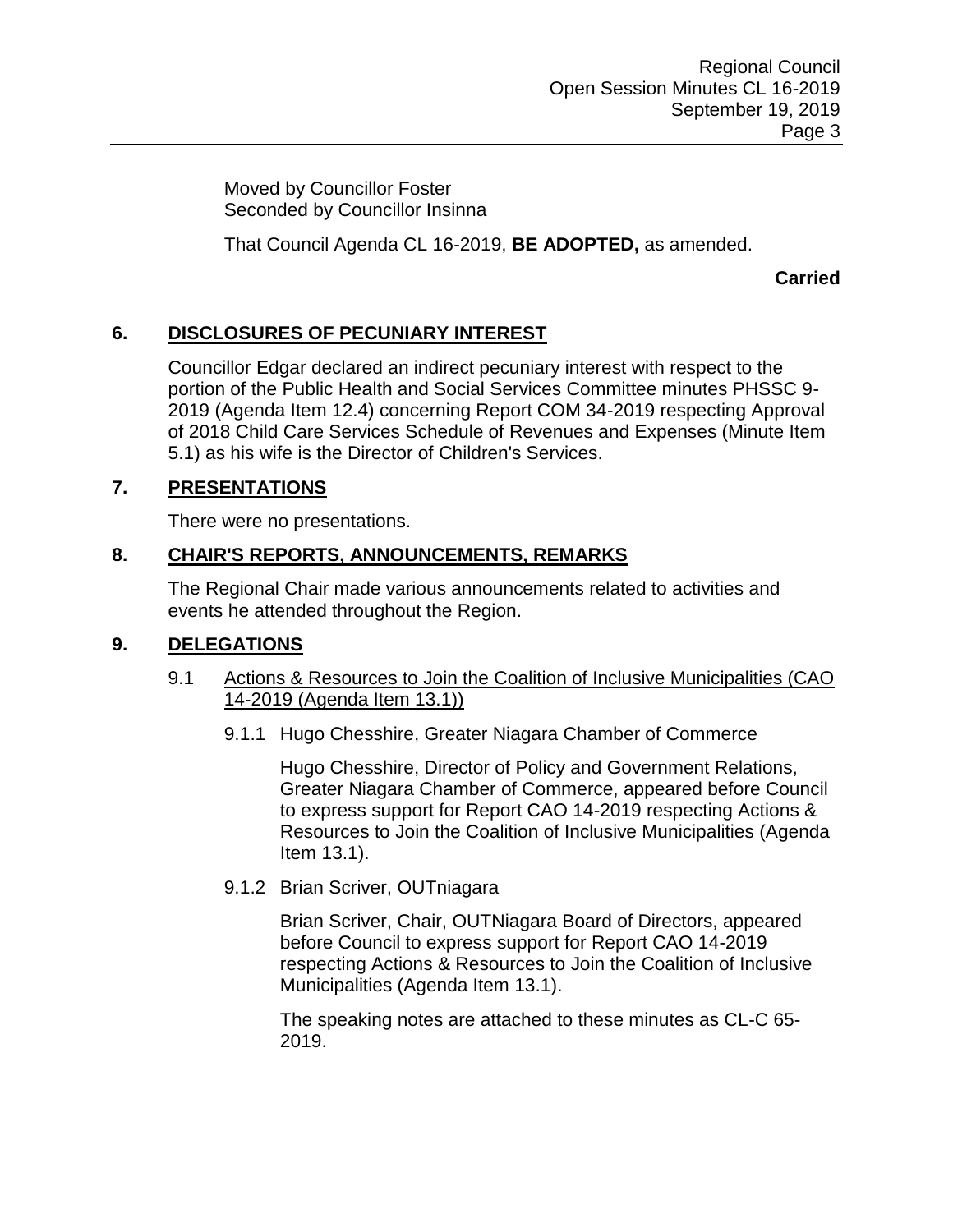Moved by Councillor Foster
Seconded by Councillor Insinna

That Council Agenda CL 16-2019, **BE ADOPTED,** as amended.

**Carried**

## 6. DISCLOSURES OF PECUNIARY INTEREST

Councillor Edgar declared an indirect pecuniary interest with respect to the portion of the Public Health and Social Services Committee minutes PHSSC 9-2019 (Agenda Item 12.4) concerning Report COM 34-2019 respecting Approval of 2018 Child Care Services Schedule of Revenues and Expenses (Minute Item 5.1) as his wife is the Director of Children's Services.

## 7. PRESENTATIONS

There were no presentations.

## 8. CHAIR'S REPORTS, ANNOUNCEMENTS, REMARKS

The Regional Chair made various announcements related to activities and events he attended throughout the Region.

## 9. DELEGATIONS

9.1 Actions & Resources to Join the Coalition of Inclusive Municipalities (CAO 14-2019 (Agenda Item 13.1))

9.1.1 Hugo Chesshire, Greater Niagara Chamber of Commerce

Hugo Chesshire, Director of Policy and Government Relations, Greater Niagara Chamber of Commerce, appeared before Council to express support for Report CAO 14-2019 respecting Actions & Resources to Join the Coalition of Inclusive Municipalities (Agenda Item 13.1).

9.1.2 Brian Scriver, OUTniagara

Brian Scriver, Chair, OUTNiagara Board of Directors, appeared before Council to express support for Report CAO 14-2019 respecting Actions & Resources to Join the Coalition of Inclusive Municipalities (Agenda Item 13.1).

The speaking notes are attached to these minutes as CL-C 65-2019.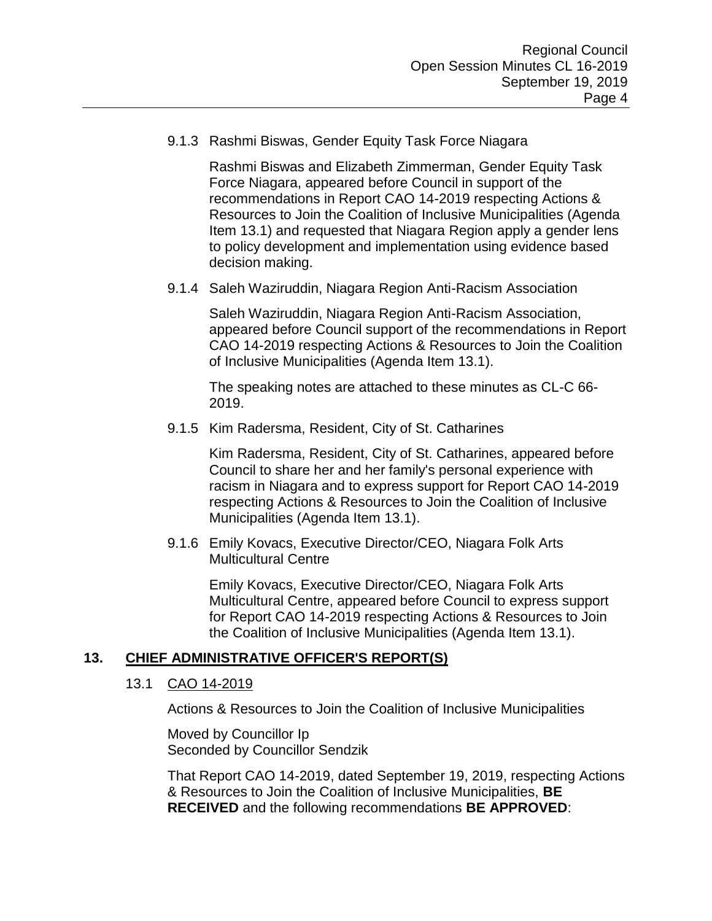9.1.3 Rashmi Biswas, Gender Equity Task Force Niagara

Rashmi Biswas and Elizabeth Zimmerman, Gender Equity Task Force Niagara, appeared before Council in support of the recommendations in Report CAO 14-2019 respecting Actions & Resources to Join the Coalition of Inclusive Municipalities (Agenda Item 13.1) and requested that Niagara Region apply a gender lens to policy development and implementation using evidence based decision making.

9.1.4 Saleh Waziruddin, Niagara Region Anti-Racism Association

Saleh Waziruddin, Niagara Region Anti-Racism Association, appeared before Council support of the recommendations in Report CAO 14-2019 respecting Actions & Resources to Join the Coalition of Inclusive Municipalities (Agenda Item 13.1).

The speaking notes are attached to these minutes as CL-C 66-2019.

9.1.5 Kim Radersma, Resident, City of St. Catharines

Kim Radersma, Resident, City of St. Catharines, appeared before Council to share her and her family's personal experience with racism in Niagara and to express support for Report CAO 14-2019 respecting Actions & Resources to Join the Coalition of Inclusive Municipalities (Agenda Item 13.1).

9.1.6 Emily Kovacs, Executive Director/CEO, Niagara Folk Arts Multicultural Centre

Emily Kovacs, Executive Director/CEO, Niagara Folk Arts Multicultural Centre, appeared before Council to express support for Report CAO 14-2019 respecting Actions & Resources to Join the Coalition of Inclusive Municipalities (Agenda Item 13.1).

## 13. CHIEF ADMINISTRATIVE OFFICER'S REPORT(S)

13.1 CAO 14-2019

Actions & Resources to Join the Coalition of Inclusive Municipalities

Moved by Councillor Ip
Seconded by Councillor Sendzik

That Report CAO 14-2019, dated September 19, 2019, respecting Actions & Resources to Join the Coalition of Inclusive Municipalities, **BE RECEIVED** and the following recommendations **BE APPROVED**: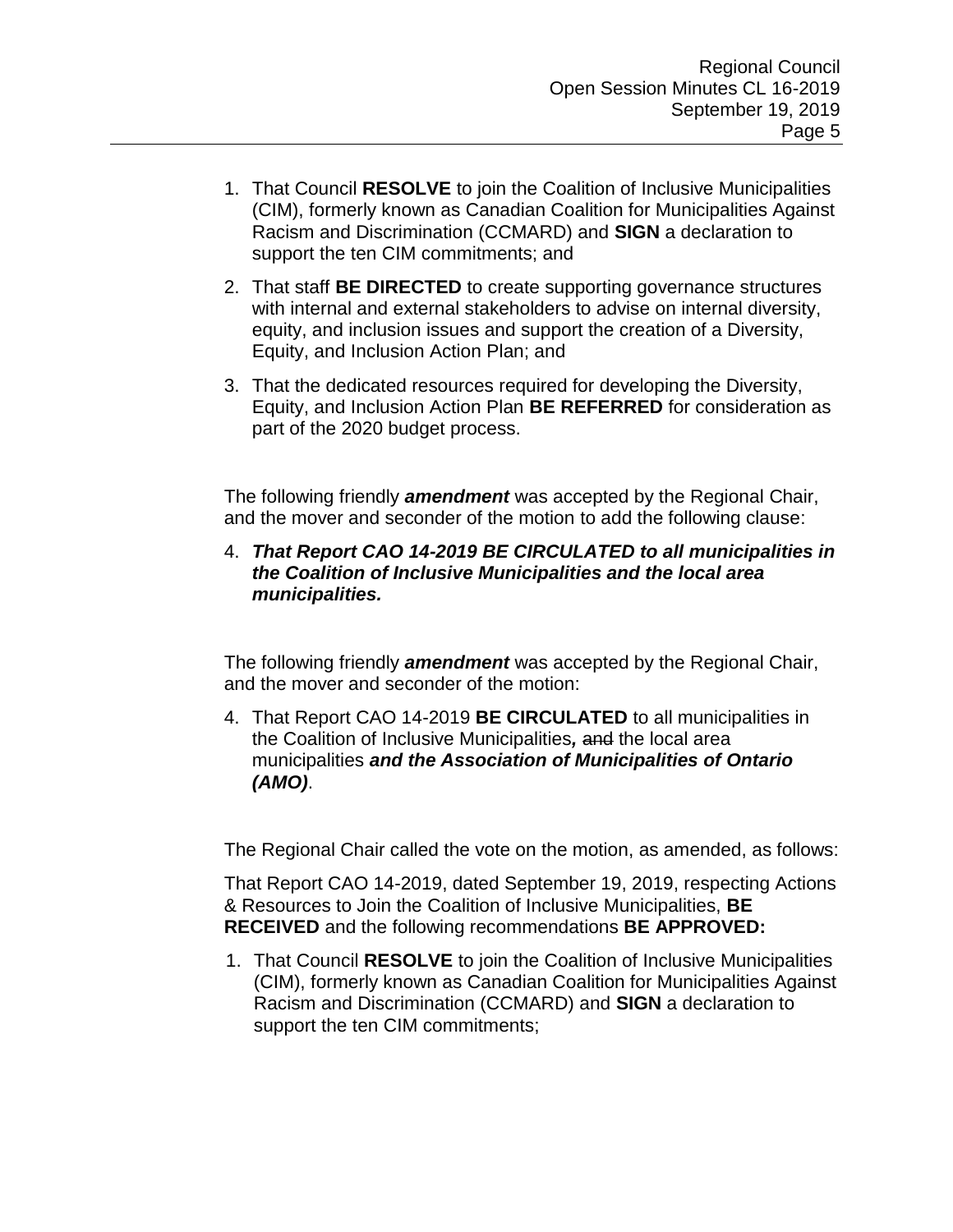1. That Council **RESOLVE** to join the Coalition of Inclusive Municipalities (CIM), formerly known as Canadian Coalition for Municipalities Against Racism and Discrimination (CCMARD) and **SIGN** a declaration to support the ten CIM commitments; and

2. That staff **BE DIRECTED** to create supporting governance structures with internal and external stakeholders to advise on internal diversity, equity, and inclusion issues and support the creation of a Diversity, Equity, and Inclusion Action Plan; and

3. That the dedicated resources required for developing the Diversity, Equity, and Inclusion Action Plan **BE REFERRED** for consideration as part of the 2020 budget process.

The following friendly ***amendment*** was accepted by the Regional Chair, and the mover and seconder of the motion to add the following clause:

4. ***That Report CAO 14-2019 BE CIRCULATED to all municipalities in the Coalition of Inclusive Municipalities and the local area municipalities.***

The following friendly ***amendment*** was accepted by the Regional Chair, and the mover and seconder of the motion:

4. That Report CAO 14-2019 **BE CIRCULATED** to all municipalities in the Coalition of Inclusive Municipalities***,*** ~~and~~ the local area municipalities ***and the Association of Municipalities of Ontario (AMO)***.

The Regional Chair called the vote on the motion, as amended, as follows:

That Report CAO 14-2019, dated September 19, 2019, respecting Actions & Resources to Join the Coalition of Inclusive Municipalities, **BE RECEIVED** and the following recommendations **BE APPROVED:**

1. That Council **RESOLVE** to join the Coalition of Inclusive Municipalities (CIM), formerly known as Canadian Coalition for Municipalities Against Racism and Discrimination (CCMARD) and **SIGN** a declaration to support the ten CIM commitments;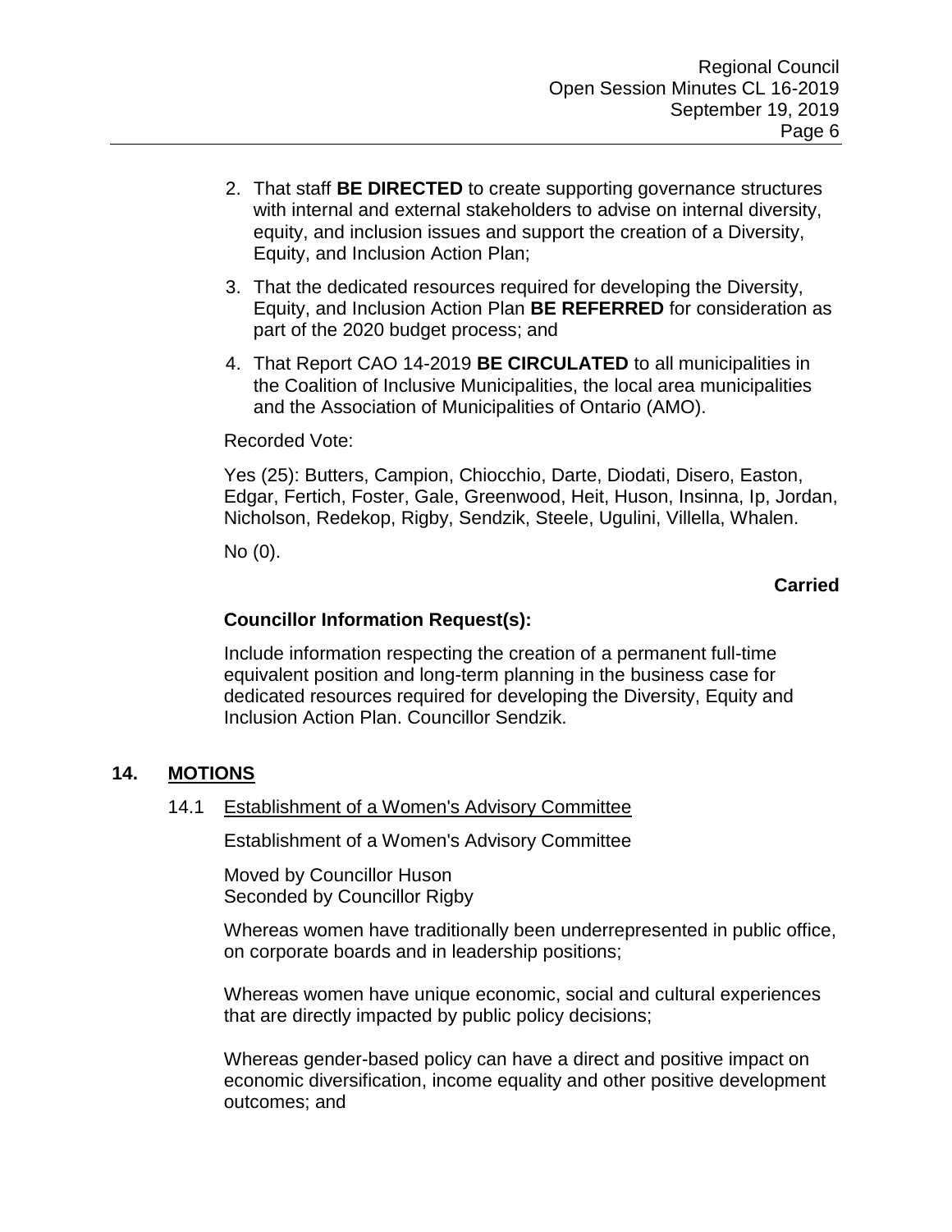2. That staff **BE DIRECTED** to create supporting governance structures with internal and external stakeholders to advise on internal diversity, equity, and inclusion issues and support the creation of a Diversity, Equity, and Inclusion Action Plan;
3. That the dedicated resources required for developing the Diversity, Equity, and Inclusion Action Plan **BE REFERRED** for consideration as part of the 2020 budget process; and
4. That Report CAO 14-2019 **BE CIRCULATED** to all municipalities in the Coalition of Inclusive Municipalities, the local area municipalities and the Association of Municipalities of Ontario (AMO).

Recorded Vote:

Yes (25): Butters, Campion, Chiocchio, Darte, Diodati, Disero, Easton, Edgar, Fertich, Foster, Gale, Greenwood, Heit, Huson, Insinna, Ip, Jordan, Nicholson, Redekop, Rigby, Sendzik, Steele, Ugulini, Villella, Whalen.

No (0).

**Carried**

**Councillor Information Request(s):**

Include information respecting the creation of a permanent full-time equivalent position and long-term planning in the business case for dedicated resources required for developing the Diversity, Equity and Inclusion Action Plan. Councillor Sendzik.

## 14. MOTIONS

### 14.1 Establishment of a Women's Advisory Committee

Establishment of a Women's Advisory Committee

Moved by Councillor Huson
Seconded by Councillor Rigby

Whereas women have traditionally been underrepresented in public office, on corporate boards and in leadership positions;

Whereas women have unique economic, social and cultural experiences that are directly impacted by public policy decisions;

Whereas gender-based policy can have a direct and positive impact on economic diversification, income equality and other positive development outcomes; and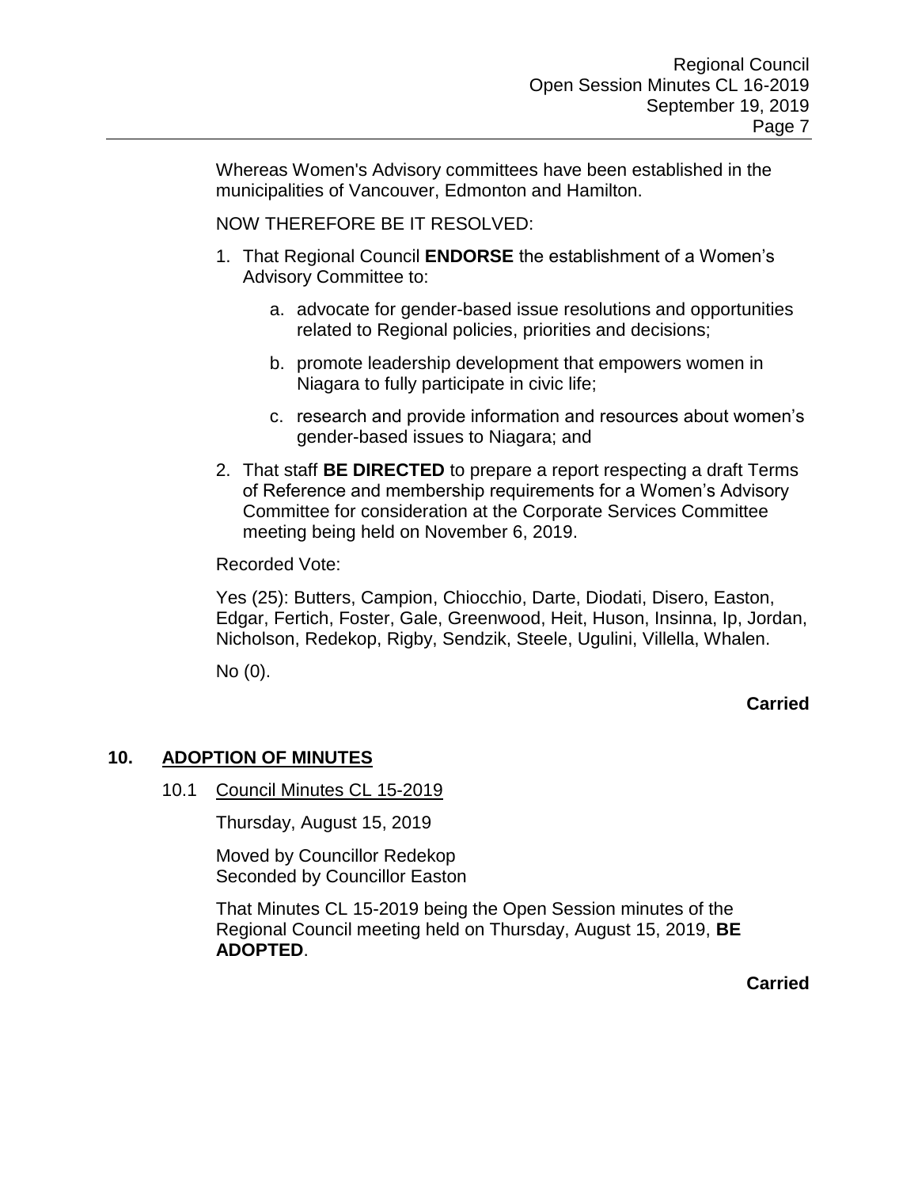Whereas Women's Advisory committees have been established in the municipalities of Vancouver, Edmonton and Hamilton.

NOW THEREFORE BE IT RESOLVED:

1. That Regional Council **ENDORSE** the establishment of a Women's Advisory Committee to:

    a. advocate for gender-based issue resolutions and opportunities related to Regional policies, priorities and decisions;

    b. promote leadership development that empowers women in Niagara to fully participate in civic life;

    c. research and provide information and resources about women's gender-based issues to Niagara; and

2. That staff **BE DIRECTED** to prepare a report respecting a draft Terms of Reference and membership requirements for a Women's Advisory Committee for consideration at the Corporate Services Committee meeting being held on November 6, 2019.

Recorded Vote:

Yes (25): Butters, Campion, Chiocchio, Darte, Diodati, Disero, Easton, Edgar, Fertich, Foster, Gale, Greenwood, Heit, Huson, Insinna, Ip, Jordan, Nicholson, Redekop, Rigby, Sendzik, Steele, Ugulini, Villella, Whalen.

No (0).

**Carried**

## 10. ADOPTION OF MINUTES

### 10.1 Council Minutes CL 15-2019

Thursday, August 15, 2019

Moved by Councillor Redekop
Seconded by Councillor Easton

That Minutes CL 15-2019 being the Open Session minutes of the Regional Council meeting held on Thursday, August 15, 2019, **BE ADOPTED**.

**Carried**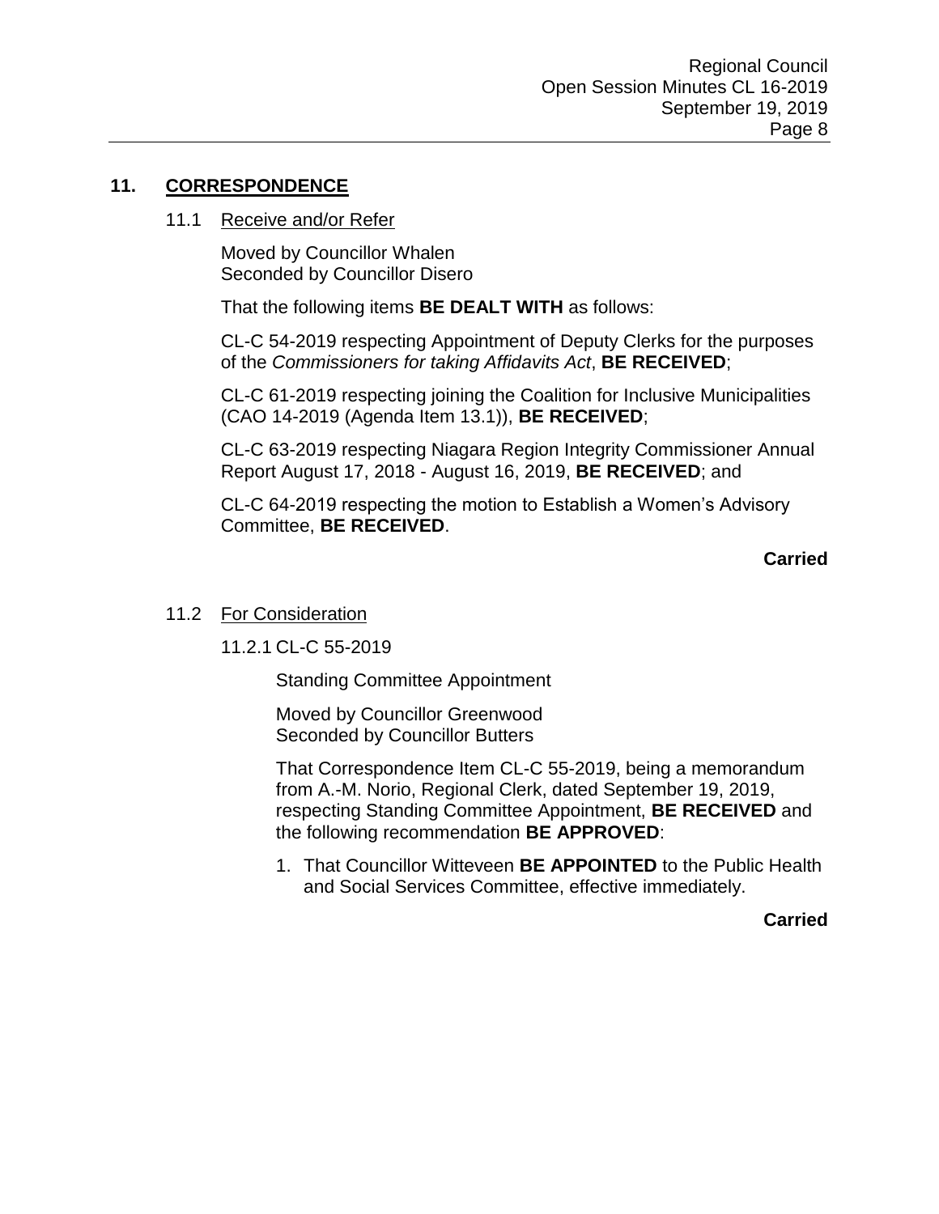## 11. CORRESPONDENCE

### 11.1 Receive and/or Refer

Moved by Councillor Whalen
Seconded by Councillor Disero

That the following items **BE DEALT WITH** as follows:

CL-C 54-2019 respecting Appointment of Deputy Clerks for the purposes of the *Commissioners for taking Affidavits Act*, **BE RECEIVED**;

CL-C 61-2019 respecting joining the Coalition for Inclusive Municipalities (CAO 14-2019 (Agenda Item 13.1)), **BE RECEIVED**;

CL-C 63-2019 respecting Niagara Region Integrity Commissioner Annual Report August 17, 2018 - August 16, 2019, **BE RECEIVED**; and

CL-C 64-2019 respecting the motion to Establish a Women's Advisory Committee, **BE RECEIVED**.

**Carried**

### 11.2 For Consideration

11.2.1 CL-C 55-2019

Standing Committee Appointment

Moved by Councillor Greenwood
Seconded by Councillor Butters

That Correspondence Item CL-C 55-2019, being a memorandum from A.-M. Norio, Regional Clerk, dated September 19, 2019, respecting Standing Committee Appointment, **BE RECEIVED** and the following recommendation **BE APPROVED**:

1. That Councillor Witteveen **BE APPOINTED** to the Public Health and Social Services Committee, effective immediately.

**Carried**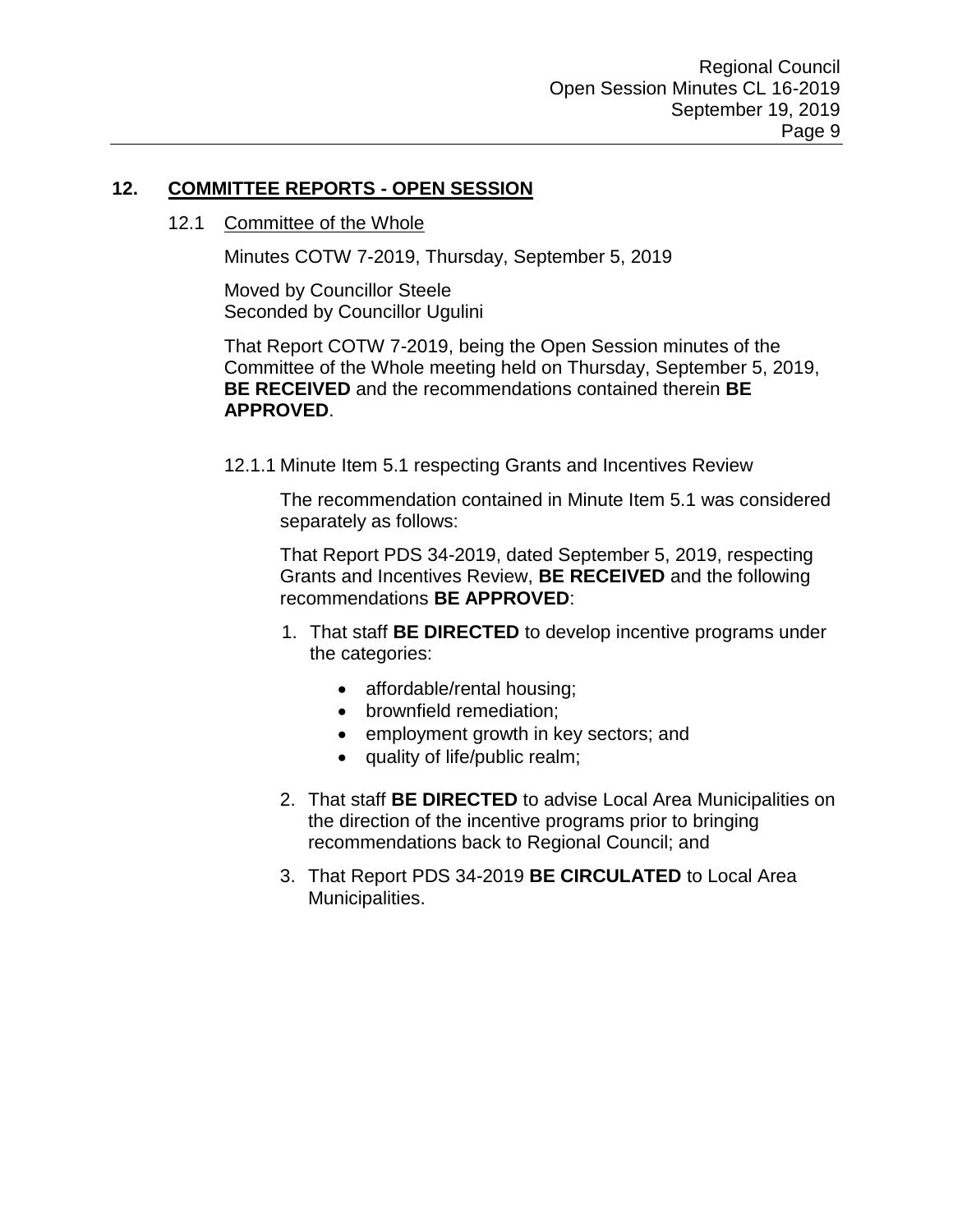## 12. COMMITTEE REPORTS - OPEN SESSION

### 12.1 Committee of the Whole

Minutes COTW 7-2019, Thursday, September 5, 2019

Moved by Councillor Steele
Seconded by Councillor Ugulini

That Report COTW 7-2019, being the Open Session minutes of the Committee of the Whole meeting held on Thursday, September 5, 2019, **BE RECEIVED** and the recommendations contained therein **BE APPROVED**.

#### 12.1.1 Minute Item 5.1 respecting Grants and Incentives Review

The recommendation contained in Minute Item 5.1 was considered separately as follows:

That Report PDS 34-2019, dated September 5, 2019, respecting Grants and Incentives Review, **BE RECEIVED** and the following recommendations **BE APPROVED**:

1. That staff **BE DIRECTED** to develop incentive programs under the categories:
   - affordable/rental housing;
   - brownfield remediation;
   - employment growth in key sectors; and
   - quality of life/public realm;
2. That staff **BE DIRECTED** to advise Local Area Municipalities on the direction of the incentive programs prior to bringing recommendations back to Regional Council; and
3. That Report PDS 34-2019 **BE CIRCULATED** to Local Area Municipalities.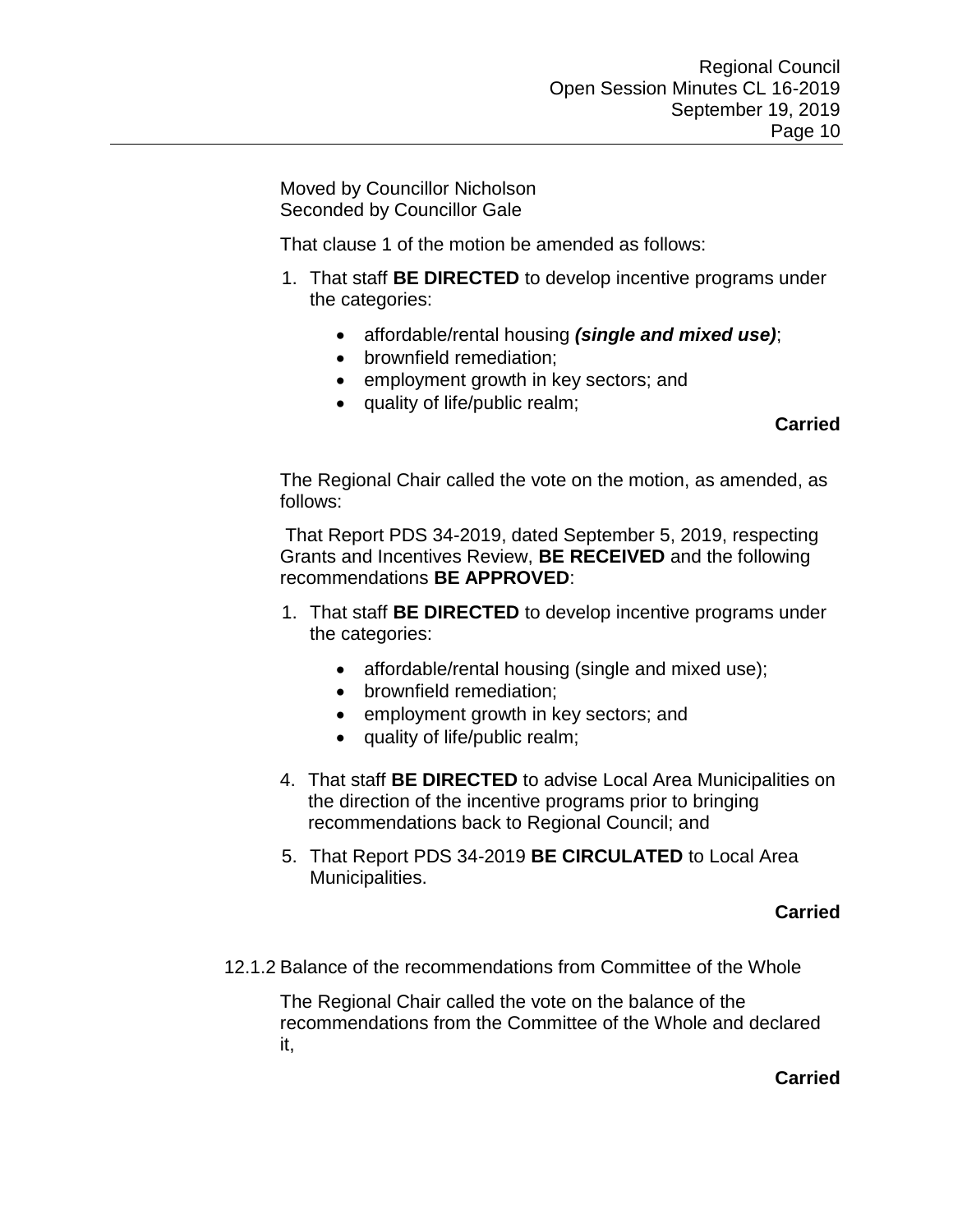Moved by Councillor Nicholson
Seconded by Councillor Gale

That clause 1 of the motion be amended as follows:

1. That staff **BE DIRECTED** to develop incentive programs under the categories:

   - affordable/rental housing ***(single and mixed use)***;
   - brownfield remediation;
   - employment growth in key sectors; and
   - quality of life/public realm;

**Carried**

The Regional Chair called the vote on the motion, as amended, as follows:

That Report PDS 34-2019, dated September 5, 2019, respecting Grants and Incentives Review, **BE RECEIVED** and the following recommendations **BE APPROVED**:

1. That staff **BE DIRECTED** to develop incentive programs under the categories:

   - affordable/rental housing (single and mixed use);
   - brownfield remediation;
   - employment growth in key sectors; and
   - quality of life/public realm;

4. That staff **BE DIRECTED** to advise Local Area Municipalities on the direction of the incentive programs prior to bringing recommendations back to Regional Council; and

5. That Report PDS 34-2019 **BE CIRCULATED** to Local Area Municipalities.

**Carried**

12.1.2 Balance of the recommendations from Committee of the Whole

The Regional Chair called the vote on the balance of the recommendations from the Committee of the Whole and declared it,

**Carried**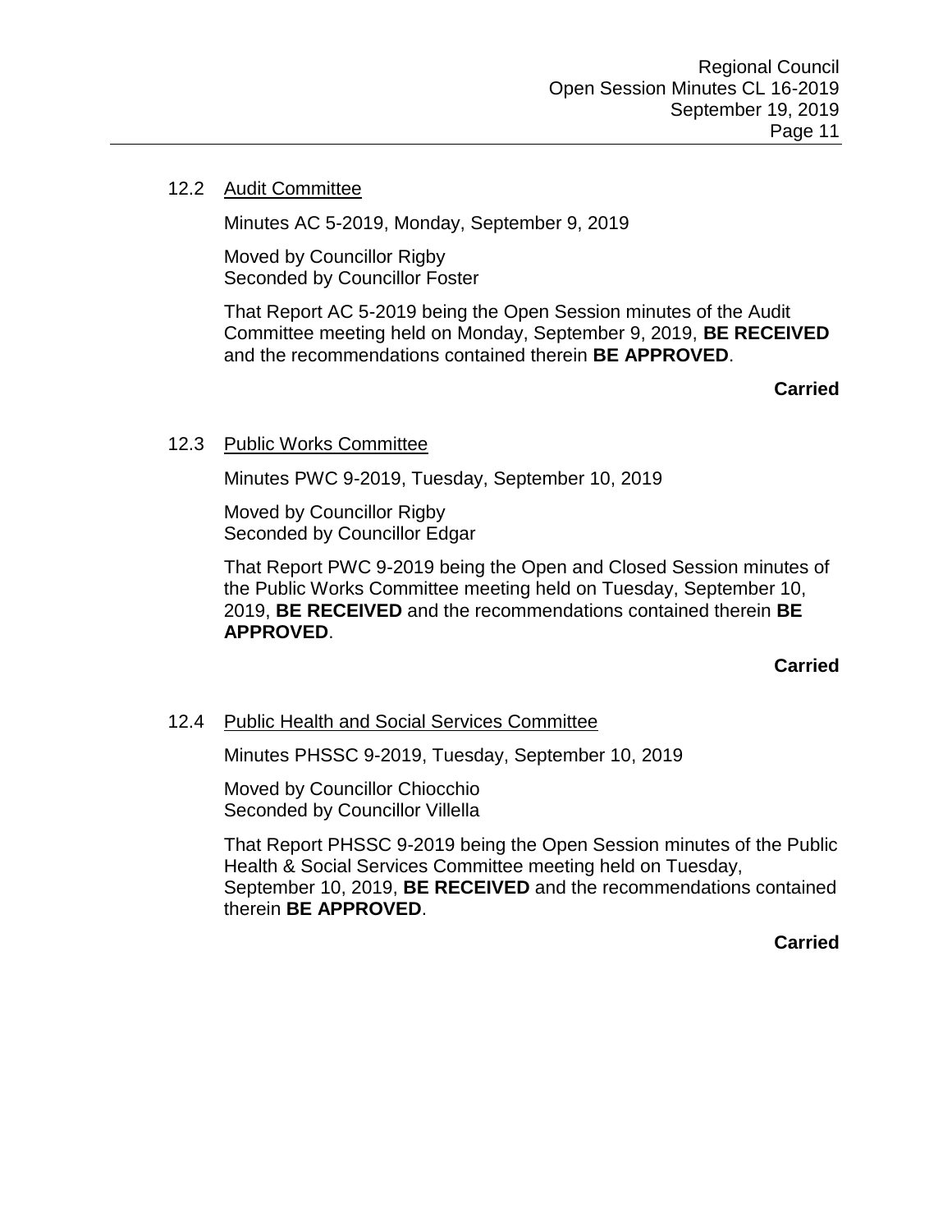### 12.2 Audit Committee

Minutes AC 5-2019, Monday, September 9, 2019

Moved by Councillor Rigby
Seconded by Councillor Foster

That Report AC 5-2019 being the Open Session minutes of the Audit Committee meeting held on Monday, September 9, 2019, **BE RECEIVED** and the recommendations contained therein **BE APPROVED**.

**Carried**

### 12.3 Public Works Committee

Minutes PWC 9-2019, Tuesday, September 10, 2019

Moved by Councillor Rigby
Seconded by Councillor Edgar

That Report PWC 9-2019 being the Open and Closed Session minutes of the Public Works Committee meeting held on Tuesday, September 10, 2019, **BE RECEIVED** and the recommendations contained therein **BE APPROVED**.

**Carried**

### 12.4 Public Health and Social Services Committee

Minutes PHSSC 9-2019, Tuesday, September 10, 2019

Moved by Councillor Chiocchio
Seconded by Councillor Villella

That Report PHSSC 9-2019 being the Open Session minutes of the Public Health & Social Services Committee meeting held on Tuesday, September 10, 2019, **BE RECEIVED** and the recommendations contained therein **BE APPROVED**.

**Carried**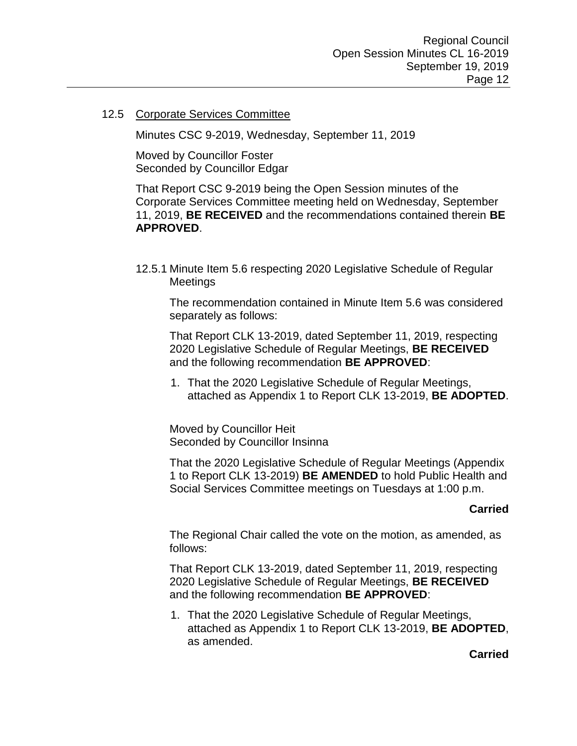### 12.5 Corporate Services Committee

Minutes CSC 9-2019, Wednesday, September 11, 2019

Moved by Councillor Foster
Seconded by Councillor Edgar

That Report CSC 9-2019 being the Open Session minutes of the Corporate Services Committee meeting held on Wednesday, September 11, 2019, **BE RECEIVED** and the recommendations contained therein **BE APPROVED**.

#### 12.5.1 Minute Item 5.6 respecting 2020 Legislative Schedule of Regular Meetings

The recommendation contained in Minute Item 5.6 was considered separately as follows:

That Report CLK 13-2019, dated September 11, 2019, respecting 2020 Legislative Schedule of Regular Meetings, **BE RECEIVED** and the following recommendation **BE APPROVED**:

1. That the 2020 Legislative Schedule of Regular Meetings, attached as Appendix 1 to Report CLK 13-2019, **BE ADOPTED**.

Moved by Councillor Heit
Seconded by Councillor Insinna

That the 2020 Legislative Schedule of Regular Meetings (Appendix 1 to Report CLK 13-2019) **BE AMENDED** to hold Public Health and Social Services Committee meetings on Tuesdays at 1:00 p.m.

**Carried**

The Regional Chair called the vote on the motion, as amended, as follows:

That Report CLK 13-2019, dated September 11, 2019, respecting 2020 Legislative Schedule of Regular Meetings, **BE RECEIVED** and the following recommendation **BE APPROVED**:

1. That the 2020 Legislative Schedule of Regular Meetings, attached as Appendix 1 to Report CLK 13-2019, **BE ADOPTED**, as amended.

**Carried**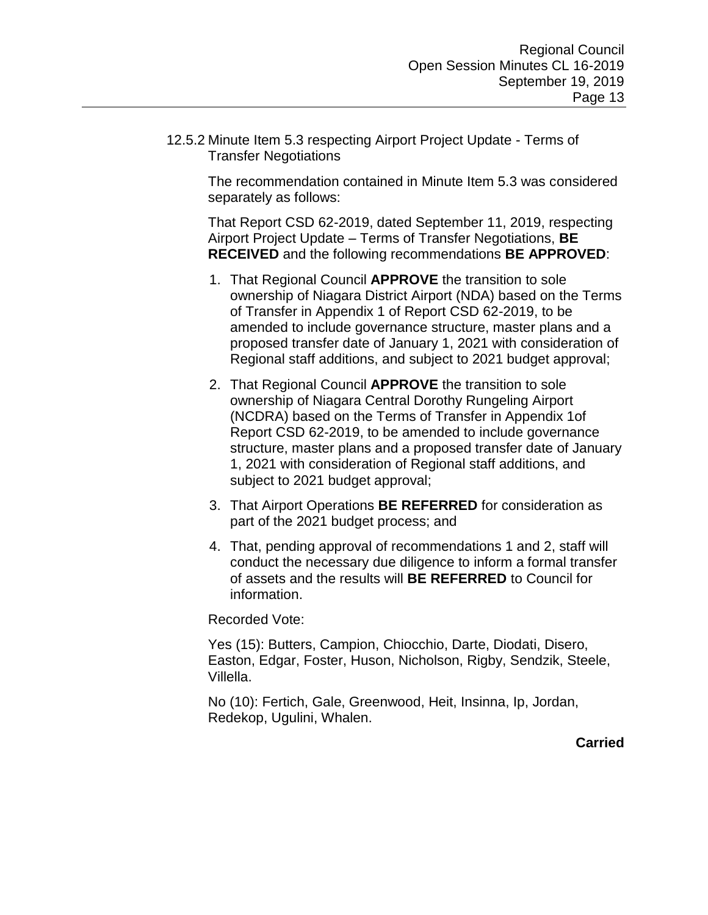12.5.2 Minute Item 5.3 respecting Airport Project Update - Terms of Transfer Negotiations

The recommendation contained in Minute Item 5.3 was considered separately as follows:

That Report CSD 62-2019, dated September 11, 2019, respecting Airport Project Update – Terms of Transfer Negotiations, **BE RECEIVED** and the following recommendations **BE APPROVED**:

1. That Regional Council **APPROVE** the transition to sole ownership of Niagara District Airport (NDA) based on the Terms of Transfer in Appendix 1 of Report CSD 62-2019, to be amended to include governance structure, master plans and a proposed transfer date of January 1, 2021 with consideration of Regional staff additions, and subject to 2021 budget approval;
2. That Regional Council **APPROVE** the transition to sole ownership of Niagara Central Dorothy Rungeling Airport (NCDRA) based on the Terms of Transfer in Appendix 1of Report CSD 62-2019, to be amended to include governance structure, master plans and a proposed transfer date of January 1, 2021 with consideration of Regional staff additions, and subject to 2021 budget approval;
3. That Airport Operations **BE REFERRED** for consideration as part of the 2021 budget process; and
4. That, pending approval of recommendations 1 and 2, staff will conduct the necessary due diligence to inform a formal transfer of assets and the results will **BE REFERRED** to Council for information.

Recorded Vote:

Yes (15): Butters, Campion, Chiocchio, Darte, Diodati, Disero, Easton, Edgar, Foster, Huson, Nicholson, Rigby, Sendzik, Steele, Villella.

No (10): Fertich, Gale, Greenwood, Heit, Insinna, Ip, Jordan, Redekop, Ugulini, Whalen.

**Carried**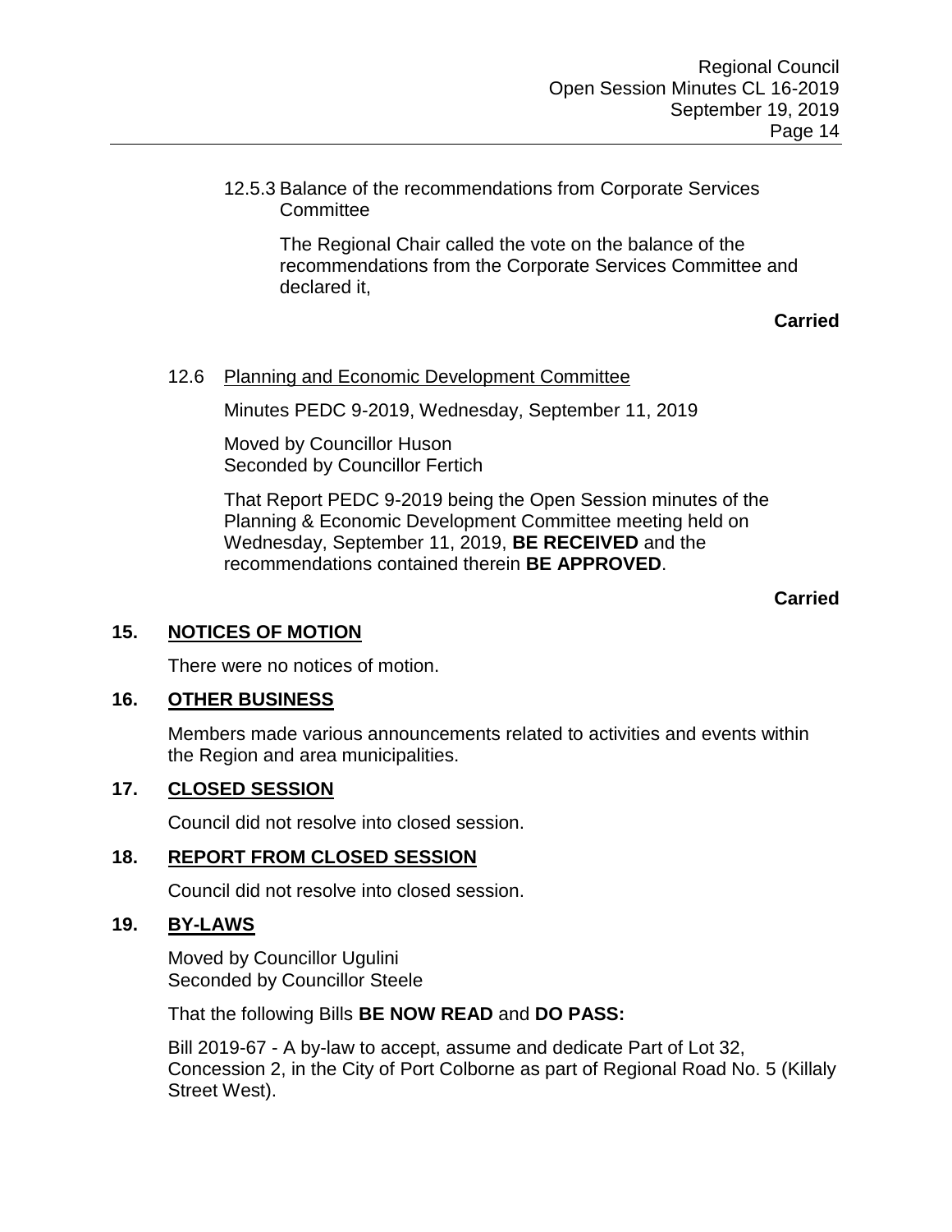12.5.3 Balance of the recommendations from Corporate Services Committee

The Regional Chair called the vote on the balance of the recommendations from the Corporate Services Committee and declared it,

**Carried**

12.6 Planning and Economic Development Committee

Minutes PEDC 9-2019, Wednesday, September 11, 2019

Moved by Councillor Huson
Seconded by Councillor Fertich

That Report PEDC 9-2019 being the Open Session minutes of the Planning & Economic Development Committee meeting held on Wednesday, September 11, 2019, **BE RECEIVED** and the recommendations contained therein **BE APPROVED**.

**Carried**

## 15. NOTICES OF MOTION

There were no notices of motion.

## 16. OTHER BUSINESS

Members made various announcements related to activities and events within the Region and area municipalities.

## 17. CLOSED SESSION

Council did not resolve into closed session.

## 18. REPORT FROM CLOSED SESSION

Council did not resolve into closed session.

## 19. BY-LAWS

Moved by Councillor Ugulini
Seconded by Councillor Steele

That the following Bills **BE NOW READ** and **DO PASS:**

Bill 2019-67 - A by-law to accept, assume and dedicate Part of Lot 32, Concession 2, in the City of Port Colborne as part of Regional Road No. 5 (Killaly Street West).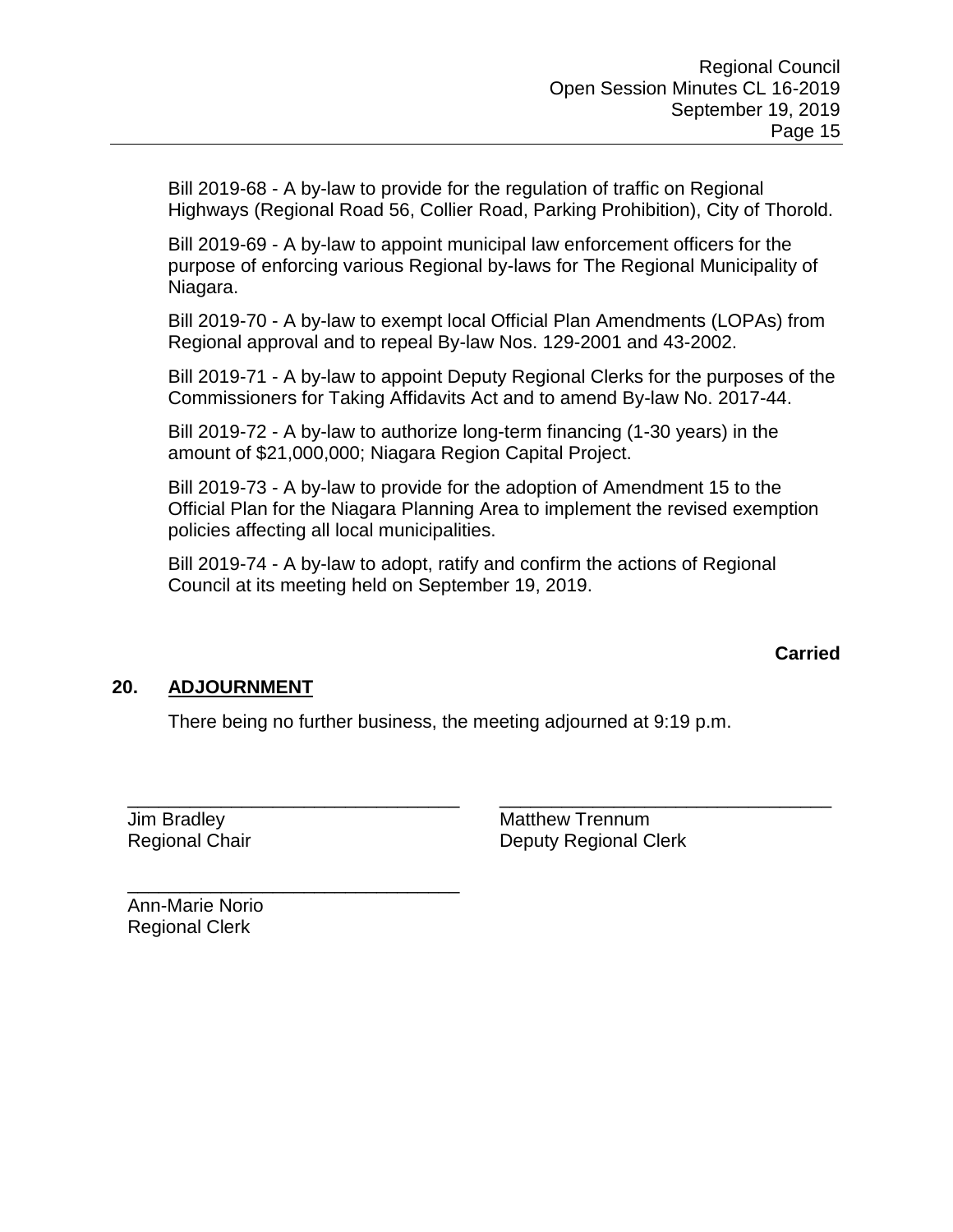Bill 2019-68 - A by-law to provide for the regulation of traffic on Regional Highways (Regional Road 56, Collier Road, Parking Prohibition), City of Thorold.

Bill 2019-69 - A by-law to appoint municipal law enforcement officers for the purpose of enforcing various Regional by-laws for The Regional Municipality of Niagara.

Bill 2019-70 - A by-law to exempt local Official Plan Amendments (LOPAs) from Regional approval and to repeal By-law Nos. 129-2001 and 43-2002.

Bill 2019-71 - A by-law to appoint Deputy Regional Clerks for the purposes of the Commissioners for Taking Affidavits Act and to amend By-law No. 2017-44.

Bill 2019-72 - A by-law to authorize long-term financing (1-30 years) in the amount of $21,000,000; Niagara Region Capital Project.

Bill 2019-73 - A by-law to provide for the adoption of Amendment 15 to the Official Plan for the Niagara Planning Area to implement the revised exemption policies affecting all local municipalities.

Bill 2019-74 - A by-law to adopt, ratify and confirm the actions of Regional Council at its meeting held on September 19, 2019.

**Carried**

## 20. ADJOURNMENT

There being no further business, the meeting adjourned at 9:19 p.m.

_______________________________
Jim Bradley
Regional Chair

_______________________________
Matthew Trennum
Deputy Regional Clerk

_______________________________
Ann-Marie Norio
Regional Clerk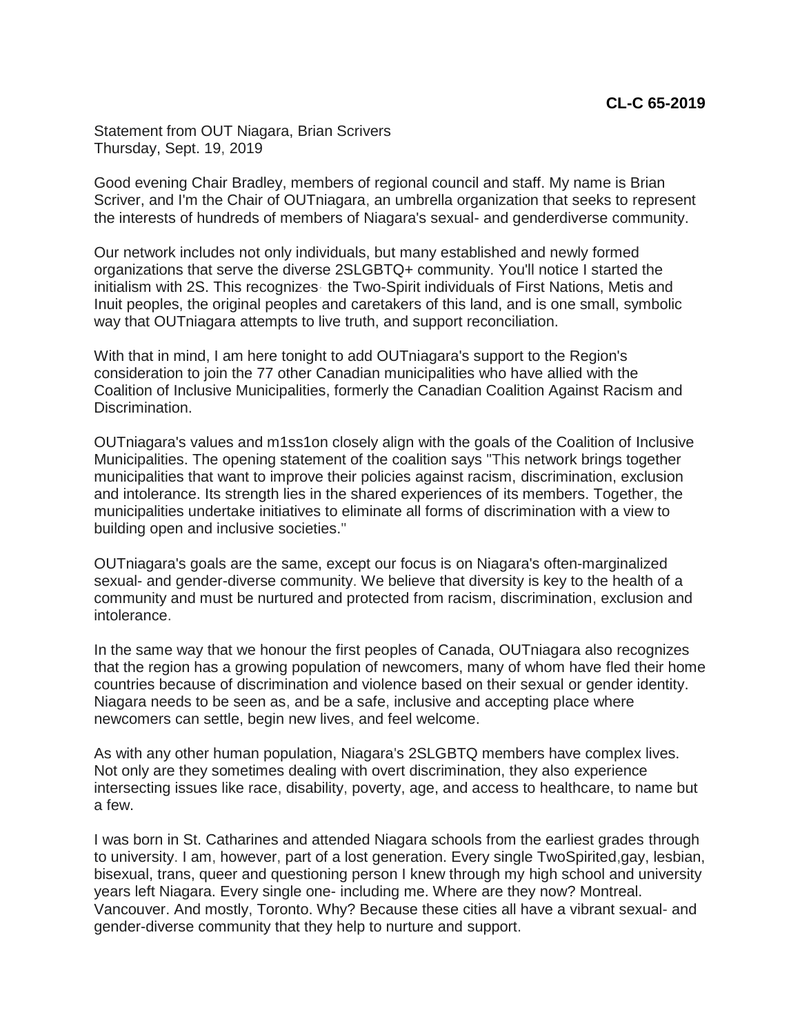**CL-C 65-2019**

Statement from OUT Niagara, Brian Scrivers
Thursday, Sept. 19, 2019

Good evening Chair Bradley, members of regional council and staff. My name is Brian Scriver, and I'm the Chair of OUTniagara, an umbrella organization that seeks to represent the interests of hundreds of members of Niagara's sexual- and genderdiverse community.

Our network includes not only individuals, but many established and newly formed organizations that serve the diverse 2SLGBTQ+ community. You'll notice I started the initialism with 2S. This recognizes the Two-Spirit individuals of First Nations, Metis and Inuit peoples, the original peoples and caretakers of this land, and is one small, symbolic way that OUTniagara attempts to live truth, and support reconciliation.

With that in mind, I am here tonight to add OUTniagara's support to the Region's consideration to join the 77 other Canadian municipalities who have allied with the Coalition of Inclusive Municipalities, formerly the Canadian Coalition Against Racism and Discrimination.

OUTniagara's values and m1ss1on closely align with the goals of the Coalition of Inclusive Municipalities. The opening statement of the coalition says "This network brings together municipalities that want to improve their policies against racism, discrimination, exclusion and intolerance. Its strength lies in the shared experiences of its members. Together, the municipalities undertake initiatives to eliminate all forms of discrimination with a view to building open and inclusive societies."

OUTniagara's goals are the same, except our focus is on Niagara's often-marginalized sexual- and gender-diverse community. We believe that diversity is key to the health of a community and must be nurtured and protected from racism, discrimination, exclusion and intolerance.

In the same way that we honour the first peoples of Canada, OUTniagara also recognizes that the region has a growing population of newcomers, many of whom have fled their home countries because of discrimination and violence based on their sexual or gender identity. Niagara needs to be seen as, and be a safe, inclusive and accepting place where newcomers can settle, begin new lives, and feel welcome.

As with any other human population, Niagara's 2SLGBTQ members have complex lives. Not only are they sometimes dealing with overt discrimination, they also experience intersecting issues like race, disability, poverty, age, and access to healthcare, to name but a few.

I was born in St. Catharines and attended Niagara schools from the earliest grades through to university. I am, however, part of a lost generation. Every single TwoSpirited,gay, lesbian, bisexual, trans, queer and questioning person I knew through my high school and university years left Niagara. Every single one- including me. Where are they now? Montreal. Vancouver. And mostly, Toronto. Why? Because these cities all have a vibrant sexual- and gender-diverse community that they help to nurture and support.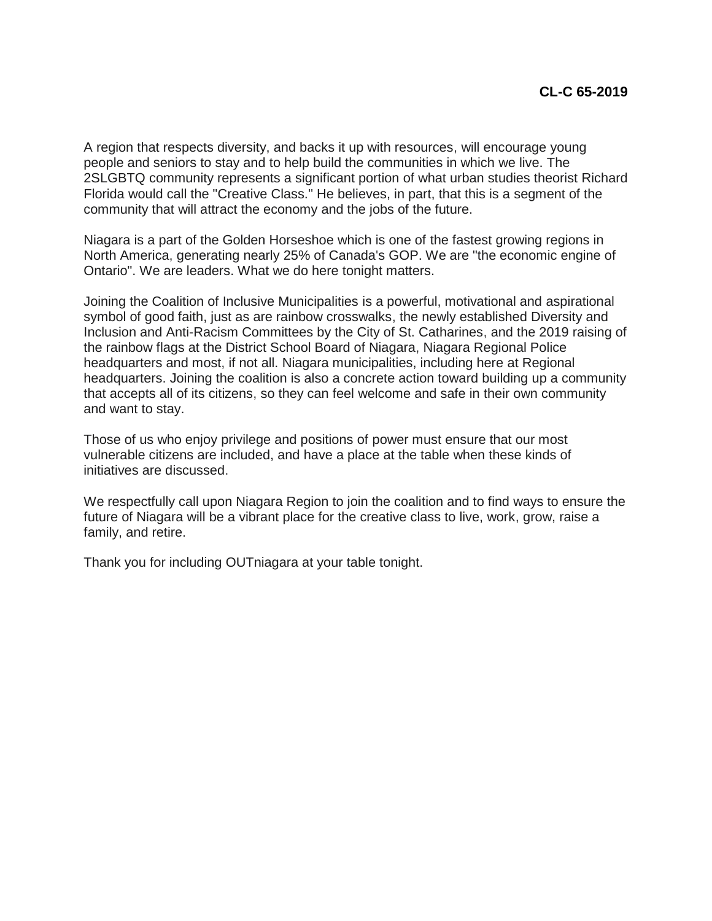**CL-C 65-2019**

A region that respects diversity, and backs it up with resources, will encourage young people and seniors to stay and to help build the communities in which we live. The 2SLGBTQ community represents a significant portion of what urban studies theorist Richard Florida would call the "Creative Class." He believes, in part, that this is a segment of the community that will attract the economy and the jobs of the future.

Niagara is a part of the Golden Horseshoe which is one of the fastest growing regions in North America, generating nearly 25% of Canada's GOP. We are "the economic engine of Ontario". We are leaders. What we do here tonight matters.

Joining the Coalition of Inclusive Municipalities is a powerful, motivational and aspirational symbol of good faith, just as are rainbow crosswalks, the newly established Diversity and Inclusion and Anti-Racism Committees by the City of St. Catharines, and the 2019 raising of the rainbow flags at the District School Board of Niagara, Niagara Regional Police headquarters and most, if not all. Niagara municipalities, including here at Regional headquarters. Joining the coalition is also a concrete action toward building up a community that accepts all of its citizens, so they can feel welcome and safe in their own community and want to stay.

Those of us who enjoy privilege and positions of power must ensure that our most vulnerable citizens are included, and have a place at the table when these kinds of initiatives are discussed.

We respectfully call upon Niagara Region to join the coalition and to find ways to ensure the future of Niagara will be a vibrant place for the creative class to live, work, grow, raise a family, and retire.

Thank you for including OUTniagara at your table tonight.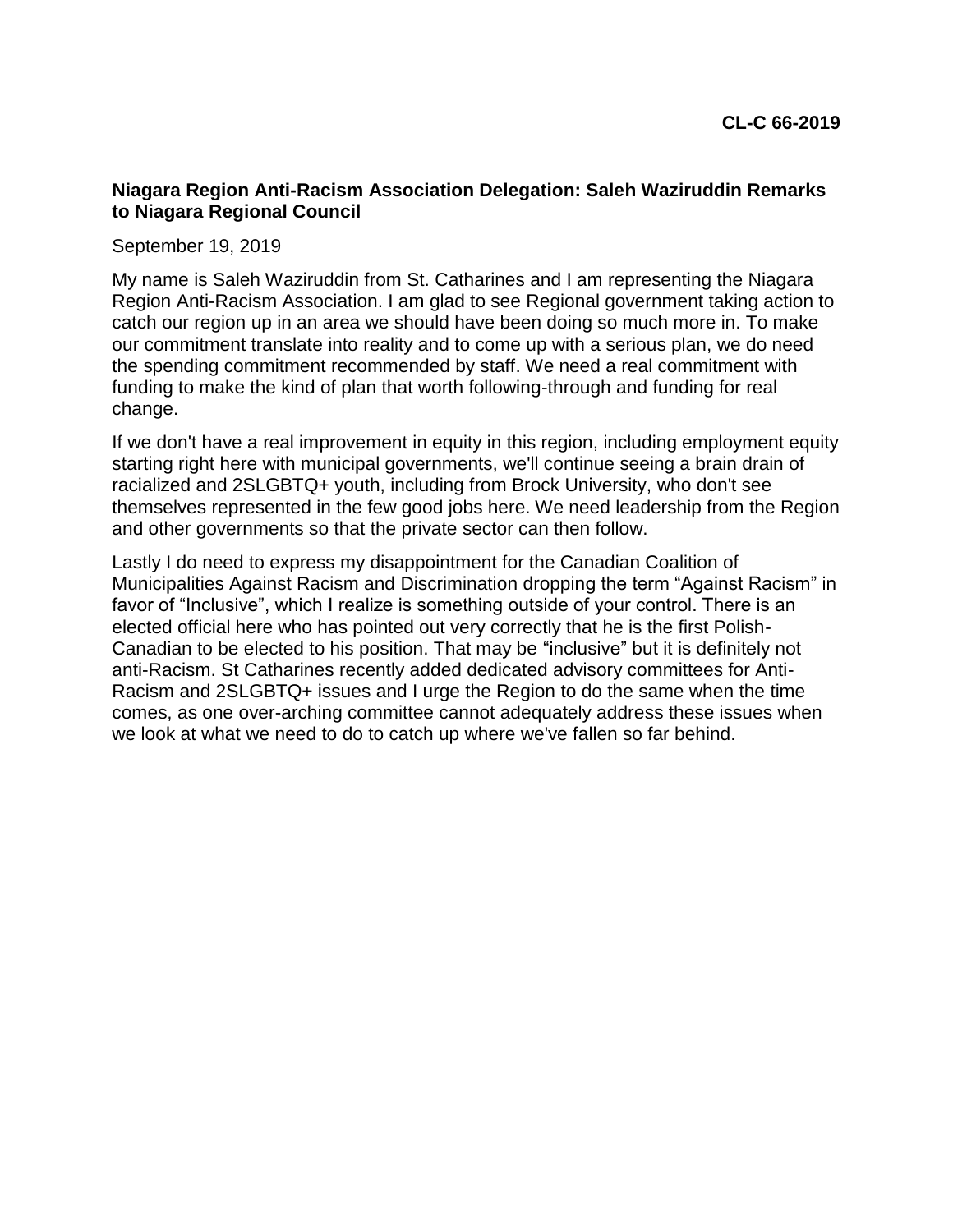**CL-C 66-2019**

**Niagara Region Anti-Racism Association Delegation: Saleh Waziruddin Remarks to Niagara Regional Council**

September 19, 2019

My name is Saleh Waziruddin from St. Catharines and I am representing the Niagara Region Anti-Racism Association. I am glad to see Regional government taking action to catch our region up in an area we should have been doing so much more in. To make our commitment translate into reality and to come up with a serious plan, we do need the spending commitment recommended by staff. We need a real commitment with funding to make the kind of plan that worth following-through and funding for real change.

If we don't have a real improvement in equity in this region, including employment equity starting right here with municipal governments, we'll continue seeing a brain drain of racialized and 2SLGBTQ+ youth, including from Brock University, who don't see themselves represented in the few good jobs here. We need leadership from the Region and other governments so that the private sector can then follow.

Lastly I do need to express my disappointment for the Canadian Coalition of Municipalities Against Racism and Discrimination dropping the term "Against Racism" in favor of "Inclusive", which I realize is something outside of your control. There is an elected official here who has pointed out very correctly that he is the first Polish-Canadian to be elected to his position. That may be "inclusive" but it is definitely not anti-Racism. St Catharines recently added dedicated advisory committees for Anti-Racism and 2SLGBTQ+ issues and I urge the Region to do the same when the time comes, as one over-arching committee cannot adequately address these issues when we look at what we need to do to catch up where we've fallen so far behind.